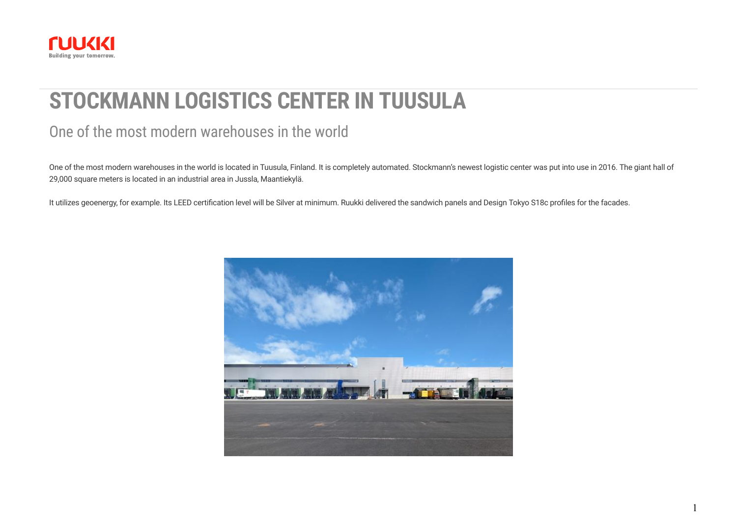# STOCKMANN LOGISTICS CENTER IN TUUSULA

## One of the most modern warehouses in the world

One of the most modern warehouses in the world is located in Tuusula, Finland. It is completely automated. Stockmann's newest logistic center was put into use in 2016. The giant hall of 29,000 square meters is located in an industrial area in Jussla, Maantiekylä.

It utilizes geoenergy, for example. Its LEED certification level will be Silver at minimum. Ruukki delivered the sandwich panels and Design Tokyo S18c profiles for the facades.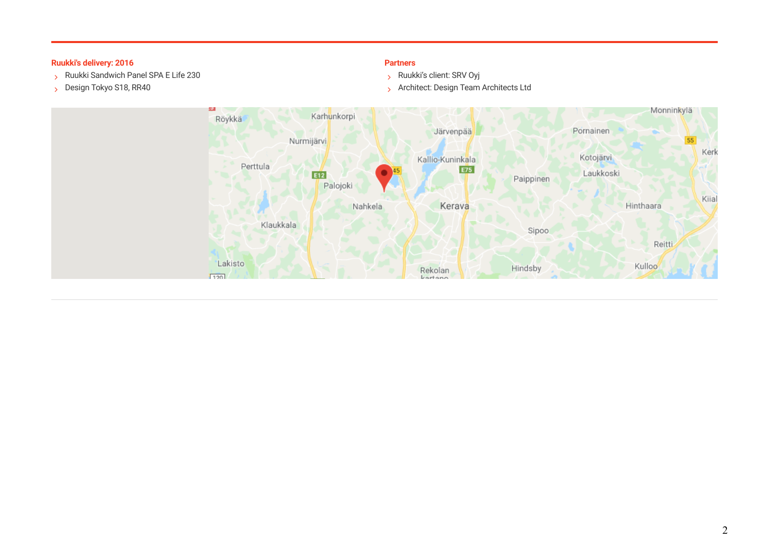**Ruukki's delivery: 2016**

- Ruukki Sandwich Panel SPA E Life 230
- Design Tokyo S18, RR40

**Partners**

- Ruukki's client: SRV Oyj
- Architect: Design Team Architects Ltd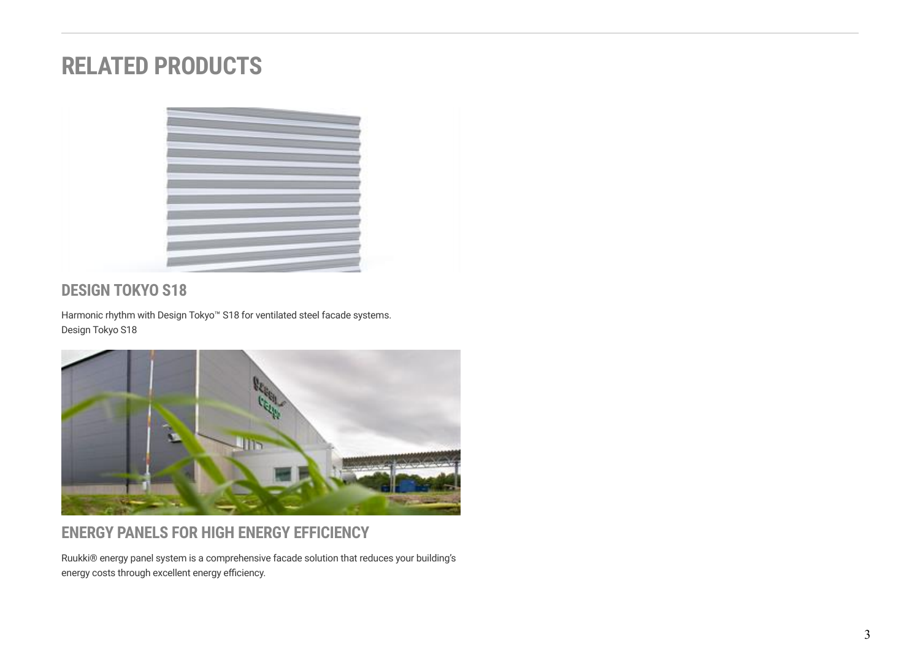# RELATED PRODUCTS

## DESIGN TOKYO S18

Harmonic rhythm with Design Tokyo™ S18 for ventilated steel facade systems.
Design Tokyo S18

## ENERGY PANELS FOR HIGH ENERGY EFFICIENCY

Ruukki® energy panel system is a comprehensive facade solution that reduces your building's energy costs through excellent energy efficiency.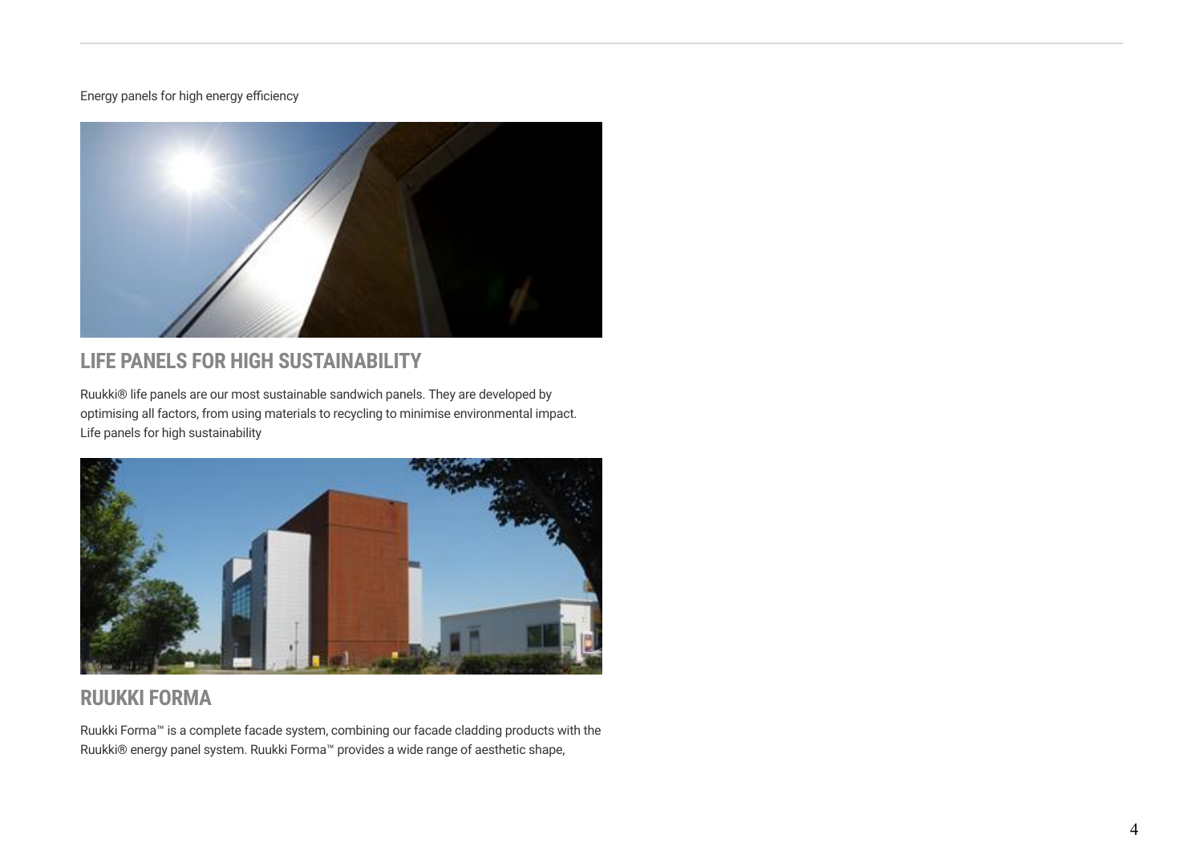Energy panels for high energy efficiency

## LIFE PANELS FOR HIGH SUSTAINABILITY

Ruukki® life panels are our most sustainable sandwich panels. They are developed by optimising all factors, from using materials to recycling to minimise environmental impact.
Life panels for high sustainability

## RUUKKI FORMA

Ruukki Forma™ is a complete facade system, combining our facade cladding products with the Ruukki® energy panel system. Ruukki Forma™ provides a wide range of aesthetic shape,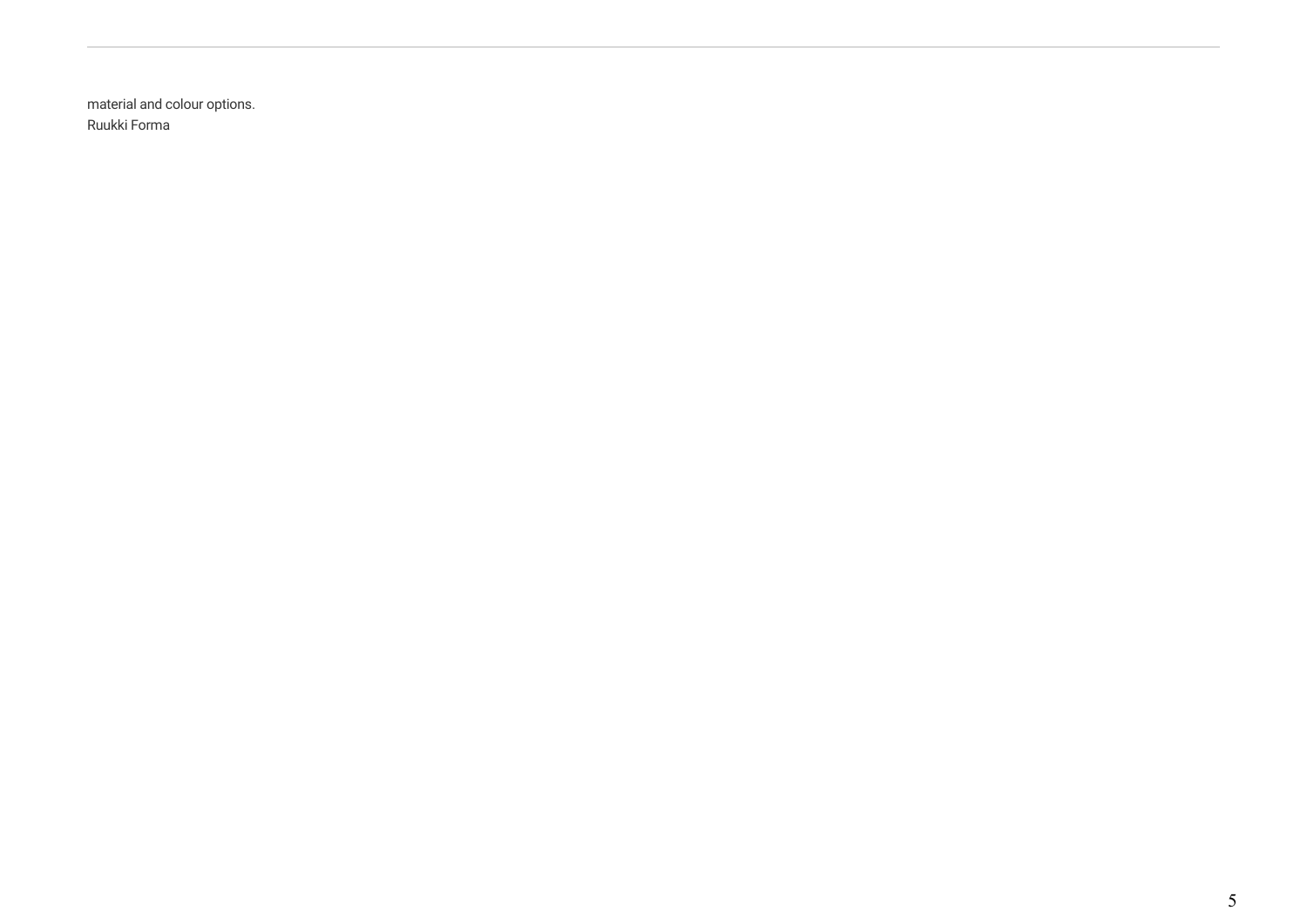material and colour options.
Ruukki Forma